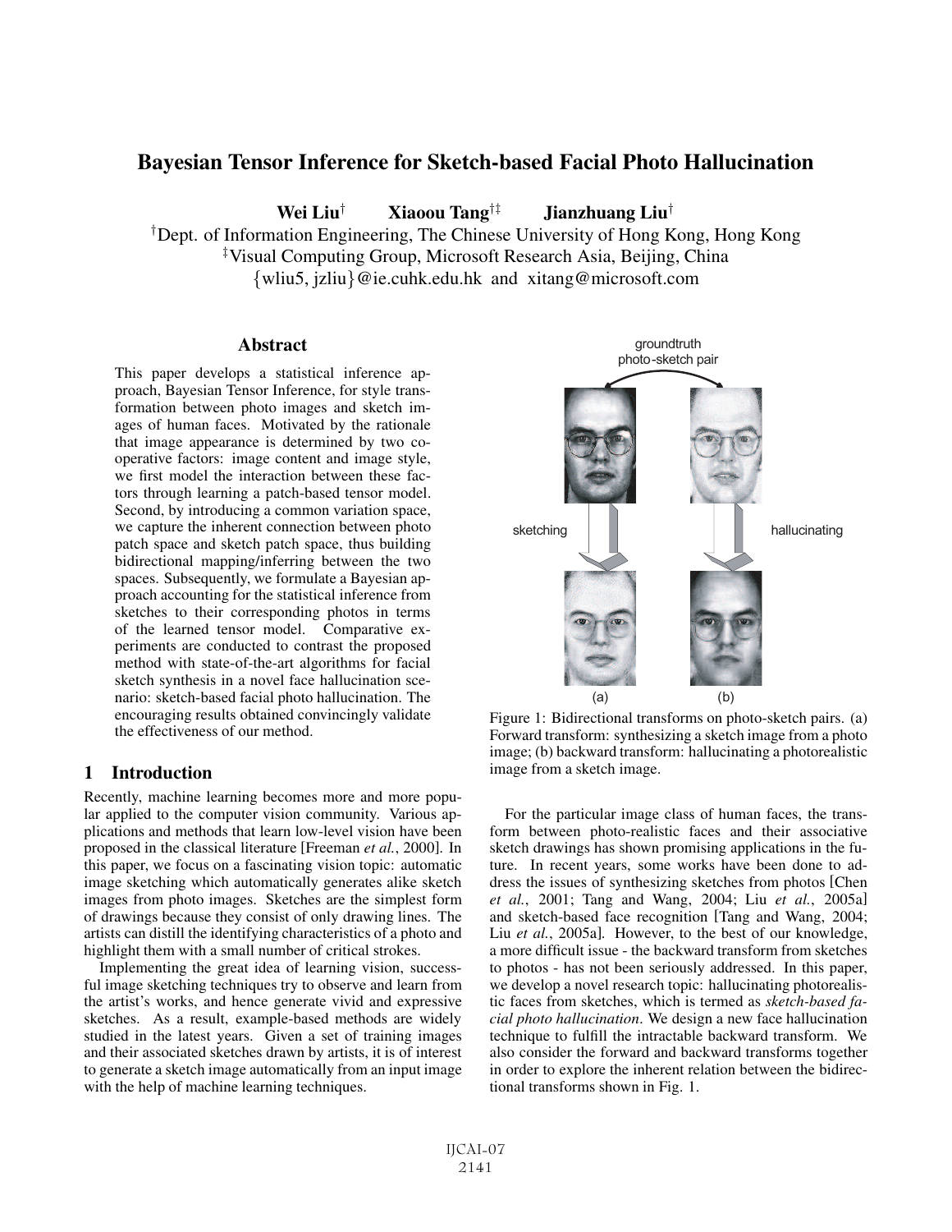# Bayesian Tensor Inference for Sketch-based Facial Photo Hallucination

**Wei Liu**[†] **Xiaoou Tang**[†‡] **Jianzhuang Liu**[†]

[†]Dept. of Information Engineering, The Chinese University of Hong Kong, Hong Kong
[‡]Visual Computing Group, Microsoft Research Asia, Beijing, China
{wliu5, jzliu}@ie.cuhk.edu.hk and xitang@microsoft.com

## Abstract

This paper develops a statistical inference approach, Bayesian Tensor Inference, for style transformation between photo images and sketch images of human faces. Motivated by the rationale that image appearance is determined by two cooperative factors: image content and image style, we first model the interaction between these factors through learning a patch-based tensor model. Second, by introducing a common variation space, we capture the inherent connection between photo patch space and sketch patch space, thus building bidirectional mapping/inferring between the two spaces. Subsequently, we formulate a Bayesian approach accounting for the statistical inference from sketches to their corresponding photos in terms of the learned tensor model. Comparative experiments are conducted to contrast the proposed method with state-of-the-art algorithms for facial sketch synthesis in a novel face hallucination scenario: sketch-based facial photo hallucination. The encouraging results obtained convincingly validate the effectiveness of our method.

## 1 Introduction

Recently, machine learning becomes more and more popular applied to the computer vision community. Various applications and methods that learn low-level vision have been proposed in the classical literature [Freeman *et al.*, 2000]. In this paper, we focus on a fascinating vision topic: automatic image sketching which automatically generates alike sketch images from photo images. Sketches are the simplest form of drawings because they consist of only drawing lines. The artists can distill the identifying characteristics of a photo and highlight them with a small number of critical strokes.

Implementing the great idea of learning vision, successful image sketching techniques try to observe and learn from the artist's works, and hence generate vivid and expressive sketches. As a result, example-based methods are widely studied in the latest years. Given a set of training images and their associated sketches drawn by artists, it is of interest to generate a sketch image automatically from an input image with the help of machine learning techniques.

Figure 1: Bidirectional transforms on photo-sketch pairs. (a) Forward transform: synthesizing a sketch image from a photo image; (b) backward transform: hallucinating a photorealistic image from a sketch image.

For the particular image class of human faces, the transform between photo-realistic faces and their associative sketch drawings has shown promising applications in the future. In recent years, some works have been done to address the issues of synthesizing sketches from photos [Chen *et al.*, 2001; Tang and Wang, 2004; Liu *et al.*, 2005a] and sketch-based face recognition [Tang and Wang, 2004; Liu *et al.*, 2005a]. However, to the best of our knowledge, a more difficult issue - the backward transform from sketches to photos - has not been seriously addressed. In this paper, we develop a novel research topic: hallucinating photorealistic faces from sketches, which is termed as *sketch-based facial photo hallucination*. We design a new face hallucination technique to fulfill the intractable backward transform. We also consider the forward and backward transforms together in order to explore the inherent relation between the bidirectional transforms shown in Fig. 1.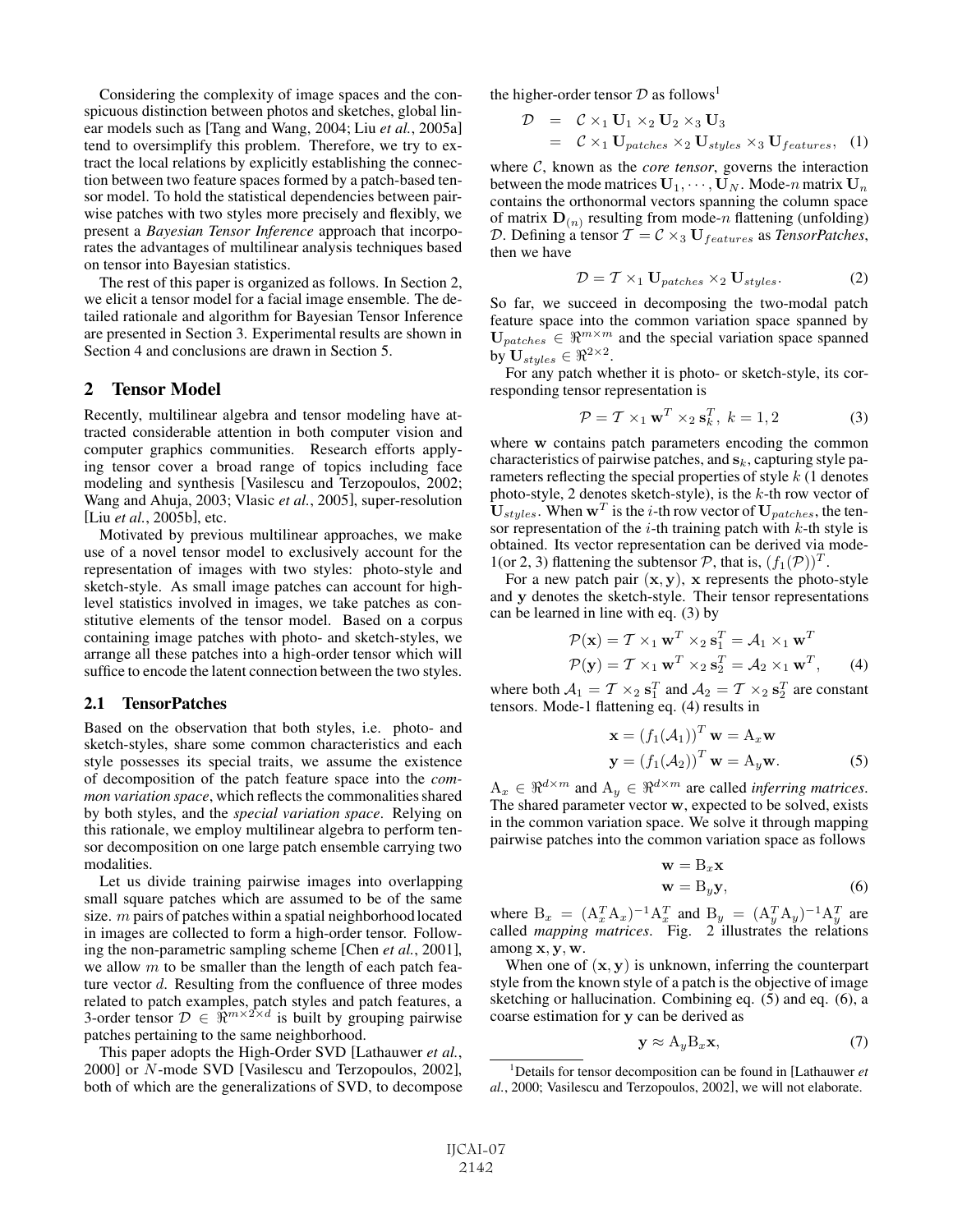Considering the complexity of image spaces and the conspicuous distinction between photos and sketches, global linear models such as [Tang and Wang, 2004; Liu *et al.*, 2005a] tend to oversimplify this problem. Therefore, we try to extract the local relations by explicitly establishing the connection between two feature spaces formed by a patch-based tensor model. To hold the statistical dependencies between pairwise patches with two styles more precisely and flexibly, we present a *Bayesian Tensor Inference* approach that incorporates the advantages of multilinear analysis techniques based on tensor into Bayesian statistics.

The rest of this paper is organized as follows. In Section 2, we elicit a tensor model for a facial image ensemble. The detailed rationale and algorithm for Bayesian Tensor Inference are presented in Section 3. Experimental results are shown in Section 4 and conclusions are drawn in Section 5.

## 2 Tensor Model

Recently, multilinear algebra and tensor modeling have attracted considerable attention in both computer vision and computer graphics communities. Research efforts applying tensor cover a broad range of topics including face modeling and synthesis [Vasilescu and Terzopoulos, 2002; Wang and Ahuja, 2003; Vlasic *et al.*, 2005], super-resolution [Liu *et al.*, 2005b], etc.

Motivated by previous multilinear approaches, we make use of a novel tensor model to exclusively account for the representation of images with two styles: photo-style and sketch-style. As small image patches can account for high-level statistics involved in images, we take patches as constitutive elements of the tensor model. Based on a corpus containing image patches with photo- and sketch-styles, we arrange all these patches into a high-order tensor which will suffice to encode the latent connection between the two styles.

### 2.1 TensorPatches

Based on the observation that both styles, i.e. photo- and sketch-styles, share some common characteristics and each style possesses its special traits, we assume the existence of decomposition of the patch feature space into the *common variation space*, which reflects the commonalities shared by both styles, and the *special variation space*. Relying on this rationale, we employ multilinear algebra to perform tensor decomposition on one large patch ensemble carrying two modalities.

Let us divide training pairwise images into overlapping small square patches which are assumed to be of the same size. $m$ pairs of patches within a spatial neighborhood located in images are collected to form a high-order tensor. Following the non-parametric sampling scheme [Chen *et al.*, 2001], we allow $m$ to be smaller than the length of each patch feature vector $d$. Resulting from the confluence of three modes related to patch examples, patch styles and patch features, a 3-order tensor $\mathcal{D} \in \Re^{m \times 2 \times d}$ is built by grouping pairwise patches pertaining to the same neighborhood.

This paper adopts the High-Order SVD [Lathauwer *et al.*, 2000] or $N$-mode SVD [Vasilescu and Terzopoulos, 2002], both of which are the generalizations of SVD, to decompose the higher-order tensor $\mathcal{D}$ as follows[1]

$$
\begin{aligned}
\mathcal{D} &= \mathcal{C} \times_1 \mathbf{U}_1 \times_2 \mathbf{U}_2 \times_3 \mathbf{U}_3 \\
&= \mathcal{C} \times_1 \mathbf{U}_{patches} \times_2 \mathbf{U}_{styles} \times_3 \mathbf{U}_{features}, \quad (1)
\end{aligned}
$$

where $\mathcal{C}$, known as the *core tensor*, governs the interaction between the mode matrices $\mathbf{U}_1, \cdots, \mathbf{U}_N$. Mode-$n$ matrix $\mathbf{U}_n$ contains the orthonormal vectors spanning the column space of matrix $\mathbf{D}_{(n)}$ resulting from mode-$n$ flattening (unfolding) $\mathcal{D}$. Defining a tensor $\mathcal{T} = \mathcal{C} \times_3 \mathbf{U}_{features}$ as *TensorPatches*, then we have

$$
\mathcal{D} = \mathcal{T} \times_1 \mathbf{U}_{patches} \times_2 \mathbf{U}_{styles}. \quad (2)
$$

So far, we succeed in decomposing the two-modal patch feature space into the common variation space spanned by $\mathbf{U}_{patches} \in \Re^{m \times m}$ and the special variation space spanned by $\mathbf{U}_{styles} \in \Re^{2 \times 2}$.

For any patch whether it is photo- or sketch-style, its corresponding tensor representation is

$$
\mathcal{P} = \mathcal{T} \times_1 \mathbf{w}^T \times_2 \mathbf{s}_k^T, \ k = 1, 2 \quad (3)
$$

where $\mathbf{w}$ contains patch parameters encoding the common characteristics of pairwise patches, and $\mathbf{s}_k$, capturing style parameters reflecting the special properties of style $k$ (1 denotes photo-style, 2 denotes sketch-style), is the $k$-th row vector of $\mathbf{U}_{styles}$. When $\mathbf{w}^T$ is the $i$-th row vector of $\mathbf{U}_{patches}$, the tensor representation of the $i$-th training patch with $k$-th style is obtained. Its vector representation can be derived via mode-1(or 2, 3) flattening the subtensor $\mathcal{P}$, that is, $(f_1(\mathcal{P}))^T$.

For a new patch pair $(\mathbf{x}, \mathbf{y})$, $\mathbf{x}$ represents the photo-style and $\mathbf{y}$ denotes the sketch-style. Their tensor representations can be learned in line with eq. (3) by

$$
\begin{aligned}
\mathcal{P}(\mathbf{x}) &= \mathcal{T} \times_1 \mathbf{w}^T \times_2 \mathbf{s}_1^T = \mathcal{A}_1 \times_1 \mathbf{w}^T \\
\mathcal{P}(\mathbf{y}) &= \mathcal{T} \times_1 \mathbf{w}^T \times_2 \mathbf{s}_2^T = \mathcal{A}_2 \times_1 \mathbf{w}^T, \quad (4)
\end{aligned}
$$

where both $\mathcal{A}_1 = \mathcal{T} \times_2 \mathbf{s}_1^T$ and $\mathcal{A}_2 = \mathcal{T} \times_2 \mathbf{s}_2^T$ are constant tensors. Mode-1 flattening eq. (4) results in

$$
\begin{aligned}
\mathbf{x} &= (f_1(\mathcal{A}_1))^T \mathbf{w} = \mathrm{A}_x \mathbf{w} \\
\mathbf{y} &= (f_1(\mathcal{A}_2))^T \mathbf{w} = \mathrm{A}_y \mathbf{w}. \quad (5)
\end{aligned}
$$

$\mathrm{A}_x \in \Re^{d \times m}$ and $\mathrm{A}_y \in \Re^{d \times m}$ are called *inferring matrices*. The shared parameter vector $\mathbf{w}$, expected to be solved, exists in the common variation space. We solve it through mapping pairwise patches into the common variation space as follows

$$
\begin{aligned}
\mathbf{w} &= \mathrm{B}_x \mathbf{x} \\
\mathbf{w} &= \mathrm{B}_y \mathbf{y}, \quad (6)
\end{aligned}
$$

where $\mathrm{B}_x = (\mathrm{A}_x^T \mathrm{A}_x)^{-1} \mathrm{A}_x^T$ and $\mathrm{B}_y = (\mathrm{A}_y^T \mathrm{A}_y)^{-1} \mathrm{A}_y^T$ are called *mapping matrices*. Fig. 2 illustrates the relations among $\mathbf{x}, \mathbf{y}, \mathbf{w}$.

When one of $(\mathbf{x}, \mathbf{y})$ is unknown, inferring the counterpart style from the known style of a patch is the objective of image sketching or hallucination. Combining eq. (5) and eq. (6), a coarse estimation for $\mathbf{y}$ can be derived as

$$
\mathbf{y} \approx \mathrm{A}_y \mathrm{B}_x \mathbf{x}, \quad (7)
$$

[1] Details for tensor decomposition can be found in [Lathauwer *et al.*, 2000; Vasilescu and Terzopoulos, 2002], we will not elaborate.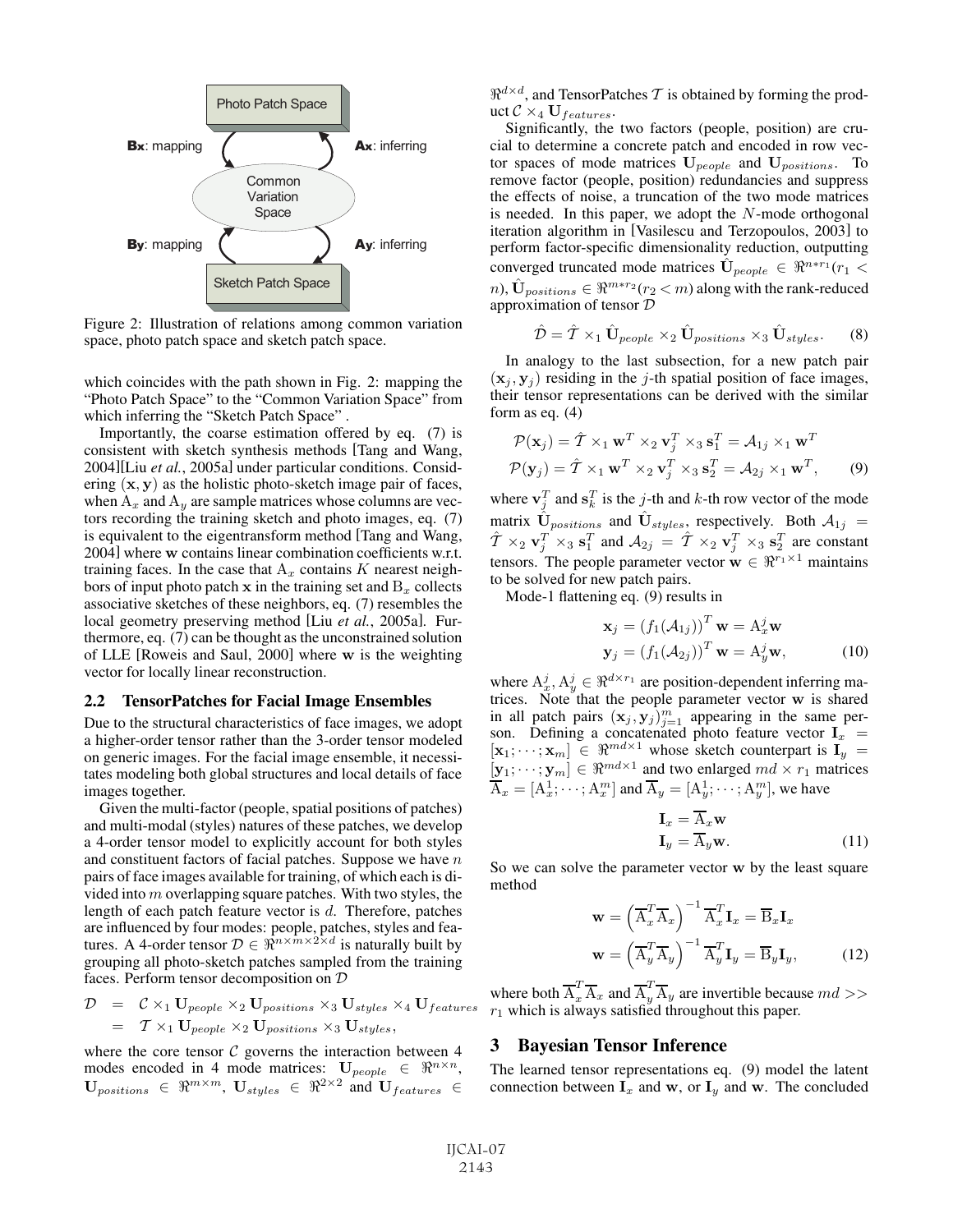Figure 2: Illustration of relations among common variation space, photo patch space and sketch patch space.

which coincides with the path shown in Fig. 2: mapping the "Photo Patch Space" to the "Common Variation Space" from which inferring the "Sketch Patch Space" .

Importantly, the coarse estimation offered by eq. (7) is consistent with sketch synthesis methods [Tang and Wang, 2004][Liu *et al.*, 2005a] under particular conditions. Considering $(\mathbf{x}, \mathbf{y})$ as the holistic photo-sketch image pair of faces, when $\mathrm{A}_x$ and $\mathrm{A}_y$ are sample matrices whose columns are vectors recording the training sketch and photo images, eq. (7) is equivalent to the eigentransform method [Tang and Wang, 2004] where $\mathbf{w}$ contains linear combination coefficients w.r.t. training faces. In the case that $\mathrm{A}_x$ contains $K$ nearest neighbors of input photo patch $\mathbf{x}$ in the training set and $\mathrm{B}_x$ collects associative sketches of these neighbors, eq. (7) resembles the local geometry preserving method [Liu *et al.*, 2005a]. Furthermore, eq. (7) can be thought as the unconstrained solution of LLE [Roweis and Saul, 2000] where $\mathbf{w}$ is the weighting vector for locally linear reconstruction.

## 2.2 TensorPatches for Facial Image Ensembles

Due to the structural characteristics of face images, we adopt a higher-order tensor rather than the 3-order tensor modeled on generic images. For the facial image ensemble, it necessitates modeling both global structures and local details of face images together.

Given the multi-factor (people, spatial positions of patches) and multi-modal (styles) natures of these patches, we develop a 4-order tensor model to explicitly account for both styles and constituent factors of facial patches. Suppose we have $n$ pairs of face images available for training, of which each is divided into $m$ overlapping square patches. With two styles, the length of each patch feature vector is $d$. Therefore, patches are influenced by four modes: people, patches, styles and features. A 4-order tensor $\mathcal{D} \in \Re^{n \times m \times 2 \times d}$ is naturally built by grouping all photo-sketch patches sampled from the training faces. Perform tensor decomposition on $\mathcal{D}$

$$
\begin{aligned}
\mathcal{D} &= \mathcal{C} \times_1 \mathbf{U}_{people} \times_2 \mathbf{U}_{positions} \times_3 \mathbf{U}_{styles} \times_4 \mathbf{U}_{features} \\
&= \mathcal{T} \times_1 \mathbf{U}_{people} \times_2 \mathbf{U}_{positions} \times_3 \mathbf{U}_{styles},
\end{aligned}
$$

where the core tensor $\mathcal{C}$ governs the interaction between 4 modes encoded in 4 mode matrices: $\mathbf{U}_{people} \in \Re^{n \times n}$, $\mathbf{U}_{positions} \in \Re^{m \times m}$, $\mathbf{U}_{styles} \in \Re^{2 \times 2}$ and $\mathbf{U}_{features} \in \Re^{d \times d}$, and TensorPatches $\mathcal{T}$ is obtained by forming the product $\mathcal{C} \times_4 \mathbf{U}_{features}$.

Significantly, the two factors (people, position) are crucial to determine a concrete patch and encoded in row vector spaces of mode matrices $\mathbf{U}_{people}$ and $\mathbf{U}_{positions}$. To remove factor (people, position) redundancies and suppress the effects of noise, a truncation of the two mode matrices is needed. In this paper, we adopt the $N$-mode orthogonal iteration algorithm in [Vasilescu and Terzopoulos, 2003] to perform factor-specific dimensionality reduction, outputting converged truncated mode matrices $\hat{\mathbf{U}}_{people} \in \Re^{n * r_1} (r_1 < n)$, $\hat{\mathbf{U}}_{positions} \in \Re^{m * r_2} (r_2 < m)$ along with the rank-reduced approximation of tensor $\mathcal{D}$

$$
\hat{\mathcal{D}} = \hat{\mathcal{T}} \times_1 \hat{\mathbf{U}}_{people} \times_2 \hat{\mathbf{U}}_{positions} \times_3 \hat{\mathbf{U}}_{styles}. \tag{8}
$$

In analogy to the last subsection, for a new patch pair $(\mathbf{x}_j, \mathbf{y}_j)$ residing in the $j$-th spatial position of face images, their tensor representations can be derived with the similar form as eq. (4)

$$
\begin{aligned}
\mathcal{P}(\mathbf{x}_j) &= \hat{\mathcal{T}} \times_1 \mathbf{w}^T \times_2 \mathbf{v}_j^T \times_3 \mathbf{s}_1^T = \mathcal{A}_{1j} \times_1 \mathbf{w}^T \\
\mathcal{P}(\mathbf{y}_j) &= \hat{\mathcal{T}} \times_1 \mathbf{w}^T \times_2 \mathbf{v}_j^T \times_3 \mathbf{s}_2^T = \mathcal{A}_{2j} \times_1 \mathbf{w}^T,
\end{aligned} \tag{9}
$$

where $\mathbf{v}_j^T$ and $\mathbf{s}_k^T$ is the $j$-th and $k$-th row vector of the mode matrix $\hat{\mathbf{U}}_{positions}$ and $\hat{\mathbf{U}}_{styles}$, respectively. Both $\mathcal{A}_{1j} = \hat{\mathcal{T}} \times_2 \mathbf{v}_j^T \times_3 \mathbf{s}_1^T$ and $\mathcal{A}_{2j} = \hat{\mathcal{T}} \times_2 \mathbf{v}_j^T \times_3 \mathbf{s}_2^T$ are constant tensors. The people parameter vector $\mathbf{w} \in \Re^{r_1 \times 1}$ maintains to be solved for new patch pairs.

Mode-1 flattening eq. (9) results in

$$
\begin{aligned}
\mathbf{x}_j &= (f_1(\mathcal{A}_{1j}))^T \mathbf{w} = \mathrm{A}_x^j \mathbf{w} \\
\mathbf{y}_j &= (f_1(\mathcal{A}_{2j}))^T \mathbf{w} = \mathrm{A}_y^j \mathbf{w},
\end{aligned} \tag{10}
$$

where $\mathrm{A}_x^j, \mathrm{A}_y^j \in \Re^{d \times r_1}$ are position-dependent inferring matrices. Note that the people parameter vector $\mathbf{w}$ is shared in all patch pairs $(\mathbf{x}_j, \mathbf{y}_j)_{j=1}^m$ appearing in the same person. Defining a concatenated photo feature vector $\mathbf{I}_x = [\mathbf{x}_1; \cdots; \mathbf{x}_m] \in \Re^{md \times 1}$ whose sketch counterpart is $\mathbf{I}_y = [\mathbf{y}_1; \cdots; \mathbf{y}_m] \in \Re^{md \times 1}$ and two enlarged $md \times r_1$ matrices $\overline{\mathrm{A}}_x = [\mathrm{A}_x^1; \cdots; \mathrm{A}_x^m]$ and $\overline{\mathrm{A}}_y = [\mathrm{A}_y^1; \cdots; \mathrm{A}_y^m]$, we have

$$
\begin{aligned}
\mathbf{I}_x &= \overline{\mathrm{A}}_x \mathbf{w} \\
\mathbf{I}_y &= \overline{\mathrm{A}}_y \mathbf{w}.
\end{aligned} \tag{11}
$$

So we can solve the parameter vector $\mathbf{w}$ by the least square method

$$
\begin{aligned}
\mathbf{w} &= \left(\overline{\mathrm{A}}_x^T \overline{\mathrm{A}}_x\right)^{-1} \overline{\mathrm{A}}_x^T \mathbf{I}_x = \overline{\mathrm{B}}_x \mathbf{I}_x \\
\mathbf{w} &= \left(\overline{\mathrm{A}}_y^T \overline{\mathrm{A}}_y\right)^{-1} \overline{\mathrm{A}}_y^T \mathbf{I}_y = \overline{\mathrm{B}}_y \mathbf{I}_y,
\end{aligned} \tag{12}
$$

where both $\overline{\mathrm{A}}_x^T \overline{\mathrm{A}}_x$ and $\overline{\mathrm{A}}_y^T \overline{\mathrm{A}}_y$ are invertible because $md >> r_1$ which is always satisfied throughout this paper.

# 3 Bayesian Tensor Inference

The learned tensor representations eq. (9) model the latent connection between $\mathbf{I}_x$ and $\mathbf{w}$, or $\mathbf{I}_y$ and $\mathbf{w}$. The concluded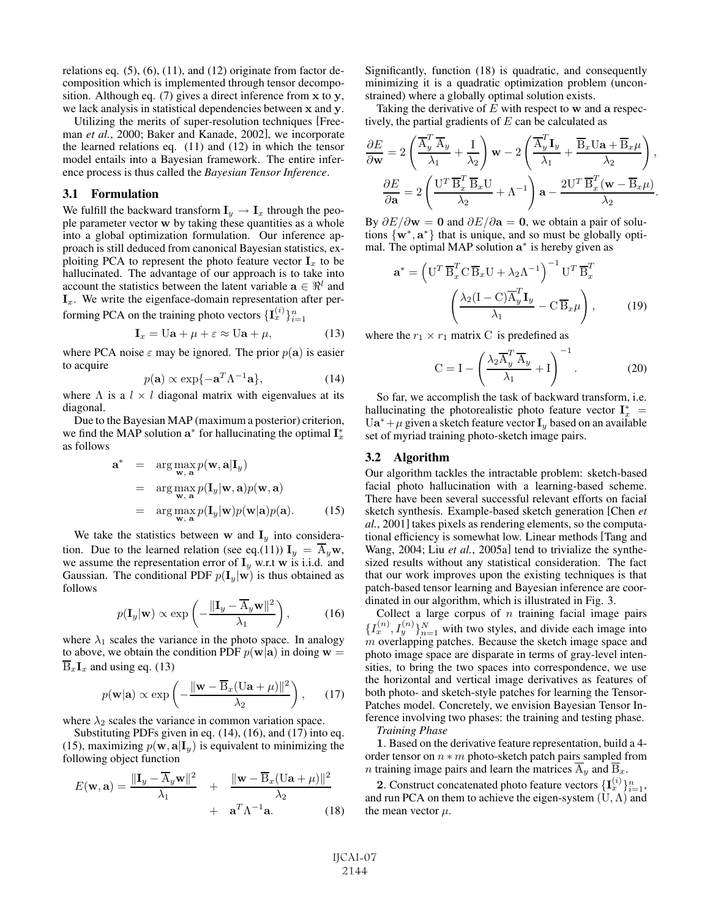relations eq. (5), (6), (11), and (12) originate from factor decomposition which is implemented through tensor decomposition. Although eq. (7) gives a direct inference from $\mathbf{x}$ to $\mathbf{y}$, we lack analysis in statistical dependencies between $\mathbf{x}$ and $\mathbf{y}$.

Utilizing the merits of super-resolution techniques [Freeman *et al.*, 2000; Baker and Kanade, 2002], we incorporate the learned relations eq. (11) and (12) in which the tensor model entails into a Bayesian framework. The entire inference process is thus called the *Bayesian Tensor Inference*.

### 3.1 Formulation

We fulfill the backward transform $\mathbf{I}_y \rightarrow \mathbf{I}_x$ through the people parameter vector $\mathbf{w}$ by taking these quantities as a whole into a global optimization formulation. Our inference approach is still deduced from canonical Bayesian statistics, exploiting PCA to represent the photo feature vector $\mathbf{I}_x$ to be hallucinated. The advantage of our approach is to take into account the statistics between the latent variable $\mathbf{a} \in \Re^l$ and $\mathbf{I}_x$. We write the eigenface-domain representation after performing PCA on the training photo vectors $\{\mathbf{I}_x^{(i)}\}_{i=1}^n$

$$\mathbf{I}_x = \mathrm{U}\mathbf{a} + \mu + \varepsilon \approx \mathrm{U}\mathbf{a} + \mu, \tag{13}$$

where PCA noise $\varepsilon$ may be ignored. The prior $p(\mathbf{a})$ is easier to acquire

$$p(\mathbf{a}) \propto \exp\{-\mathbf{a}^T \Lambda^{-1} \mathbf{a}\}, \tag{14}$$

where $\Lambda$ is a $l \times l$ diagonal matrix with eigenvalues at its diagonal.

Due to the Bayesian MAP (maximum a posterior) criterion, we find the MAP solution $\mathbf{a}^*$ for hallucinating the optimal $\mathbf{I}_x^*$ as follows

$$\begin{aligned}
\mathbf{a}^* &= \arg\max_{\mathbf{w},\,\mathbf{a}} p(\mathbf{w}, \mathbf{a}|\mathbf{I}_y) \\
&= \arg\max_{\mathbf{w},\,\mathbf{a}} p(\mathbf{I}_y|\mathbf{w}, \mathbf{a}) p(\mathbf{w}, \mathbf{a}) \\
&= \arg\max_{\mathbf{w},\,\mathbf{a}} p(\mathbf{I}_y|\mathbf{w}) p(\mathbf{w}|\mathbf{a}) p(\mathbf{a}).
\end{aligned} \tag{15}$$

We take the statistics between $\mathbf{w}$ and $\mathbf{I}_y$ into consideration. Due to the learned relation (see eq.(11)) $\mathbf{I}_y = \overline{\mathrm{A}}_y \mathbf{w}$, we assume the representation error of $\mathbf{I}_y$ w.r.t $\mathbf{w}$ is i.i.d. and Gaussian. The conditional PDF $p(\mathbf{I}_y|\mathbf{w})$ is thus obtained as follows

$$p(\mathbf{I}_y|\mathbf{w}) \propto \exp\left(-\frac{\|\mathbf{I}_y - \overline{\mathrm{A}}_y \mathbf{w}\|^2}{\lambda_1}\right), \tag{16}$$

where $\lambda_1$ scales the variance in the photo space. In analogy to above, we obtain the condition PDF $p(\mathbf{w}|\mathbf{a})$ in doing $\mathbf{w} = \overline{\mathrm{B}}_x \mathbf{I}_x$ and using eq. (13)

$$p(\mathbf{w}|\mathbf{a}) \propto \exp\left(-\frac{\|\mathbf{w} - \overline{\mathrm{B}}_x(\mathrm{U}\mathbf{a} + \mu)\|^2}{\lambda_2}\right), \tag{17}$$

where $\lambda_2$ scales the variance in common variation space.

Substituting PDFs given in eq. (14), (16), and (17) into eq. (15), maximizing $p(\mathbf{w}, \mathbf{a}|\mathbf{I}_y)$ is equivalent to minimizing the following object function

$$E(\mathbf{w}, \mathbf{a}) = \frac{\|\mathbf{I}_y - \overline{\mathrm{A}}_y \mathbf{w}\|^2}{\lambda_1} + \frac{\|\mathbf{w} - \overline{\mathrm{B}}_x(\mathrm{U}\mathbf{a} + \mu)\|^2}{\lambda_2} + \mathbf{a}^T \Lambda^{-1} \mathbf{a}. \tag{18}$$

Significantly, function (18) is quadratic, and consequently minimizing it is a quadratic optimization problem (unconstrained) where a globally optimal solution exists.

Taking the derivative of $E$ with respect to $\mathbf{w}$ and $\mathbf{a}$ respectively, the partial gradients of $E$ can be calculated as

$$\frac{\partial E}{\partial \mathbf{w}} = 2\left(\frac{\overline{\mathrm{A}}_y^T \overline{\mathrm{A}}_y}{\lambda_1} + \frac{\mathrm{I}}{\lambda_2}\right)\mathbf{w} - 2\left(\frac{\overline{\mathrm{A}}_y^T \mathbf{I}_y}{\lambda_1} + \frac{\overline{\mathrm{B}}_x \mathrm{U}\mathbf{a} + \overline{\mathrm{B}}_x \mu}{\lambda_2}\right),$$

$$\frac{\partial E}{\partial \mathbf{a}} = 2\left(\frac{\mathrm{U}^T \overline{\mathrm{B}}_x^T \overline{\mathrm{B}}_x \mathrm{U}}{\lambda_2} + \Lambda^{-1}\right)\mathbf{a} - \frac{2\mathrm{U}^T \overline{\mathrm{B}}_x^T (\mathbf{w} - \overline{\mathrm{B}}_x \mu)}{\lambda_2}.$$

By $\partial E / \partial \mathbf{w} = \mathbf{0}$ and $\partial E / \partial \mathbf{a} = \mathbf{0}$, we obtain a pair of solutions $\{\mathbf{w}^*, \mathbf{a}^*\}$ that is unique, and so must be globally optimal. The optimal MAP solution $\mathbf{a}^*$ is hereby given as

$$\mathbf{a}^* = \left(\mathrm{U}^T \overline{\mathrm{B}}_x^T \mathrm{C}\, \overline{\mathrm{B}}_x \mathrm{U} + \lambda_2 \Lambda^{-1}\right)^{-1} \mathrm{U}^T \overline{\mathrm{B}}_x^T \left(\frac{\lambda_2 (\mathrm{I} - \mathrm{C}) \overline{\mathrm{A}}_y^T \mathbf{I}_y}{\lambda_1} - \mathrm{C}\, \overline{\mathrm{B}}_x \mu\right), \tag{19}$$

where the $r_1 \times r_1$ matrix C is predefined as

$$\mathrm{C} = \mathrm{I} - \left(\frac{\lambda_2 \overline{\mathrm{A}}_y^T \overline{\mathrm{A}}_y}{\lambda_1} + \mathrm{I}\right)^{-1}. \tag{20}$$

So far, we accomplish the task of backward transform, i.e. hallucinating the photorealistic photo feature vector $\mathbf{I}_x^* = \mathrm{U}\mathbf{a}^* + \mu$ given a sketch feature vector $\mathbf{I}_y$ based on an available set of myriad training photo-sketch image pairs.

### 3.2 Algorithm

Our algorithm tackles the intractable problem: sketch-based facial photo hallucination with a learning-based scheme. There have been several successful relevant efforts on facial sketch synthesis. Example-based sketch generation [Chen *et al.*, 2001] takes pixels as rendering elements, so the computational efficiency is somewhat low. Linear methods [Tang and Wang, 2004; Liu *et al.*, 2005a] tend to trivialize the synthesized results without any statistical consideration. The fact that our work improves upon the existing techniques is that patch-based tensor learning and Bayesian inference are coordinated in our algorithm, which is illustrated in Fig. 3.

Collect a large corpus of $n$ training facial image pairs $\{I_x^{(n)}, I_y^{(n)}\}_{n=1}^N$ with two styles, and divide each image into $m$ overlapping patches. Because the sketch image space and photo image space are disparate in terms of gray-level intensities, to bring the two spaces into correspondence, we use the horizontal and vertical image derivatives as features of both photo- and sketch-style patches for learning the TensorPatches model. Concretely, we envision Bayesian Tensor Inference involving two phases: the training and testing phase.

*Training Phase*

**1**. Based on the derivative feature representation, build a 4-order tensor on $n * m$ photo-sketch patch pairs sampled from $n$ training image pairs and learn the matrices $\overline{\mathrm{A}}_y$ and $\overline{\mathrm{B}}_x$.

**2**. Construct concatenated photo feature vectors $\{\mathbf{I}_x^{(i)}\}_{i=1}^n$, and run PCA on them to achieve the eigen-system $(\mathrm{U}, \Lambda)$ and the mean vector $\mu$.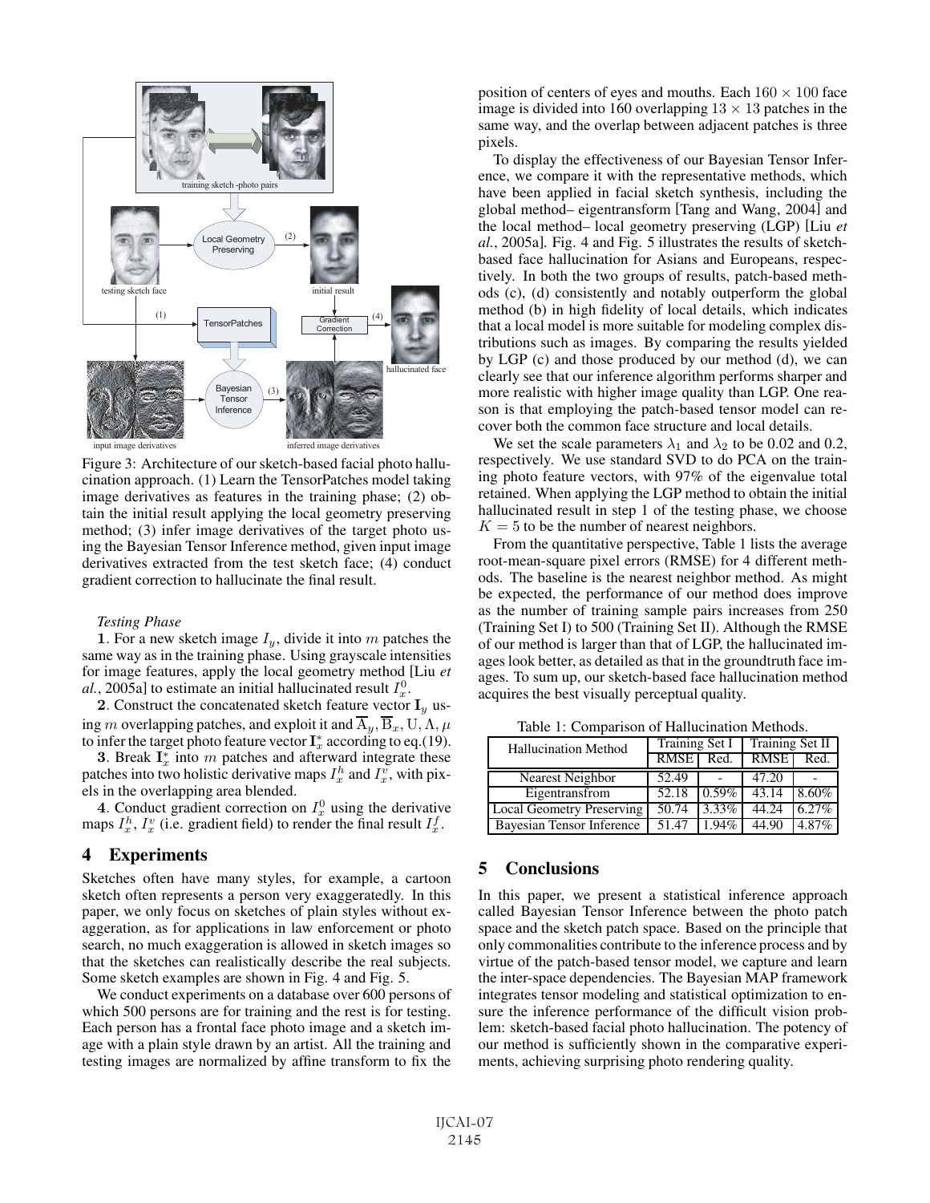Figure 3: Architecture of our sketch-based facial photo hallucination approach. (1) Learn the TensorPatches model taking image derivatives as features in the training phase; (2) obtain the initial result applying the local geometry preserving method; (3) infer image derivatives of the target photo using the Bayesian Tensor Inference method, given input image derivatives extracted from the test sketch face; (4) conduct gradient correction to hallucinate the final result.

*Testing Phase*

**1**. For a new sketch image $I_y$, divide it into $m$ patches the same way as in the training phase. Using grayscale intensities for image features, apply the local geometry method [Liu *et al.*, 2005a] to estimate an initial hallucinated result $I_x^0$.

**2**. Construct the concatenated sketch feature vector $\mathbf{I}_y$ using $m$ overlapping patches, and exploit it and $\overline{\mathrm{A}}_y, \overline{\mathrm{B}}_x, \mathrm{U}, \Lambda, \mu$ to infer the target photo feature vector $\mathbf{I}_x^*$ according to eq.(19).

**3**. Break $\mathbf{I}_x^*$ into $m$ patches and afterward integrate these patches into two holistic derivative maps $I_x^h$ and $I_x^v$, with pixels in the overlapping area blended.

**4**. Conduct gradient correction on $I_x^0$ using the derivative maps $I_x^h$, $I_x^v$ (i.e. gradient field) to render the final result $I_x^f$.

## 4 Experiments

Sketches often have many styles, for example, a cartoon sketch often represents a person very exaggeratedly. In this paper, we only focus on sketches of plain styles without exaggeration, as for applications in law enforcement or photo search, no much exaggeration is allowed in sketch images so that the sketches can realistically describe the real subjects. Some sketch examples are shown in Fig. 4 and Fig. 5.

We conduct experiments on a database over 600 persons of which 500 persons are for training and the rest is for testing. Each person has a frontal face photo image and a sketch image with a plain style drawn by an artist. All the training and testing images are normalized by affine transform to fix the position of centers of eyes and mouths. Each $160 \times 100$ face image is divided into 160 overlapping $13 \times 13$ patches in the same way, and the overlap between adjacent patches is three pixels.

To display the effectiveness of our Bayesian Tensor Inference, we compare it with the representative methods, which have been applied in facial sketch synthesis, including the global method– eigentransform [Tang and Wang, 2004] and the local method– local geometry preserving (LGP) [Liu *et al.*, 2005a]. Fig. 4 and Fig. 5 illustrates the results of sketch-based face hallucination for Asians and Europeans, respectively. In both the two groups of results, patch-based methods (c), (d) consistently and notably outperform the global method (b) in high fidelity of local details, which indicates that a local model is more suitable for modeling complex distributions such as images. By comparing the results yielded by LGP (c) and those produced by our method (d), we can clearly see that our inference algorithm performs sharper and more realistic with higher image quality than LGP. One reason is that employing the patch-based tensor model can recover both the common face structure and local details.

We set the scale parameters $\lambda_1$ and $\lambda_2$ to be 0.02 and 0.2, respectively. We use standard SVD to do PCA on the training photo feature vectors, with 97% of the eigenvalue total retained. When applying the LGP method to obtain the initial hallucinated result in step 1 of the testing phase, we choose $K = 5$ to be the number of nearest neighbors.

From the quantitative perspective, Table 1 lists the average root-mean-square pixel errors (RMSE) for 4 different methods. The baseline is the nearest neighbor method. As might be expected, the performance of our method does improve as the number of training sample pairs increases from 250 (Training Set I) to 500 (Training Set II). Although the RMSE of our method is larger than that of LGP, the hallucinated images look better, as detailed as that in the groundtruth face images. To sum up, our sketch-based face hallucination method acquires the best visually perceptual quality.

Table 1: Comparison of Hallucination Methods.

| Hallucination Method | Training Set I | | Training Set II | |
|---|---|---|---|---|
| | RMSE | Red. | RMSE | Red. |
| Nearest Neighbor | 52.49 | - | 47.20 | - |
| Eigentransfrom | 52.18 | 0.59% | 43.14 | 8.60% |
| Local Geometry Preserving | 50.74 | 3.33% | 44.24 | 6.27% |
| Bayesian Tensor Inference | 51.47 | 1.94% | 44.90 | 4.87% |

## 5 Conclusions

In this paper, we present a statistical inference approach called Bayesian Tensor Inference between the photo patch space and the sketch patch space. Based on the principle that only commonalities contribute to the inference process and by virtue of the patch-based tensor model, we capture and learn the inter-space dependencies. The Bayesian MAP framework integrates tensor modeling and statistical optimization to ensure the inference performance of the difficult vision problem: sketch-based facial photo hallucination. The potency of our method is sufficiently shown in the comparative experiments, achieving surprising photo rendering quality.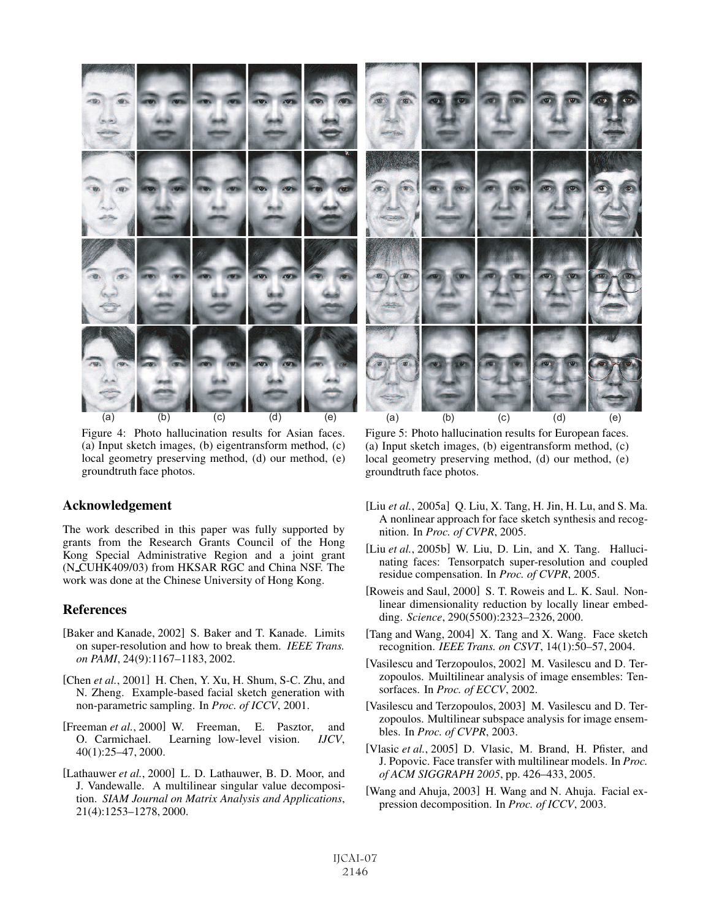(a) (b) (c) (d) (e)

Figure 4: Photo hallucination results for Asian faces. (a) Input sketch images, (b) eigentransform method, (c) local geometry preserving method, (d) our method, (e) groundtruth face photos.

(a) (b) (c) (d) (e)

Figure 5: Photo hallucination results for European faces. (a) Input sketch images, (b) eigentransform method, (c) local geometry preserving method, (d) our method, (e) groundtruth face photos.

## Acknowledgement

The work described in this paper was fully supported by grants from the Research Grants Council of the Hong Kong Special Administrative Region and a joint grant (N_CUHK409/03) from HKSAR RGC and China NSF. The work was done at the Chinese University of Hong Kong.

## References

[Baker and Kanade, 2002] S. Baker and T. Kanade. Limits on super-resolution and how to break them. *IEEE Trans. on PAMI*, 24(9):1167–1183, 2002.

[Chen *et al.*, 2001] H. Chen, Y. Xu, H. Shum, S-C. Zhu, and N. Zheng. Example-based facial sketch generation with non-parametric sampling. In *Proc. of ICCV*, 2001.

[Freeman *et al.*, 2000] W. Freeman, E. Pasztor, and O. Carmichael. Learning low-level vision. *IJCV*, 40(1):25–47, 2000.

[Lathauwer *et al.*, 2000] L. D. Lathauwer, B. D. Moor, and J. Vandewalle. A multilinear singular value decomposition. *SIAM Journal on Matrix Analysis and Applications*, 21(4):1253–1278, 2000.

[Liu *et al.*, 2005a] Q. Liu, X. Tang, H. Jin, H. Lu, and S. Ma. A nonlinear approach for face sketch synthesis and recognition. In *Proc. of CVPR*, 2005.

[Liu *et al.*, 2005b] W. Liu, D. Lin, and X. Tang. Hallucinating faces: Tensorpatch super-resolution and coupled residue compensation. In *Proc. of CVPR*, 2005.

[Roweis and Saul, 2000] S. T. Roweis and L. K. Saul. Nonlinear dimensionality reduction by locally linear embedding. *Science*, 290(5500):2323–2326, 2000.

[Tang and Wang, 2004] X. Tang and X. Wang. Face sketch recognition. *IEEE Trans. on CSVT*, 14(1):50–57, 2004.

[Vasilescu and Terzopoulos, 2002] M. Vasilescu and D. Terzopoulos. Muiltilinear analysis of image ensembles: Tensorfaces. In *Proc. of ECCV*, 2002.

[Vasilescu and Terzopoulos, 2003] M. Vasilescu and D. Terzopoulos. Multilinear subspace analysis for image ensembles. In *Proc. of CVPR*, 2003.

[Vlasic *et al.*, 2005] D. Vlasic, M. Brand, H. Pfister, and J. Popovic. Face transfer with multilinear models. In *Proc. of ACM SIGGRAPH 2005*, pp. 426–433, 2005.

[Wang and Ahuja, 2003] H. Wang and N. Ahuja. Facial expression decomposition. In *Proc. of ICCV*, 2003.